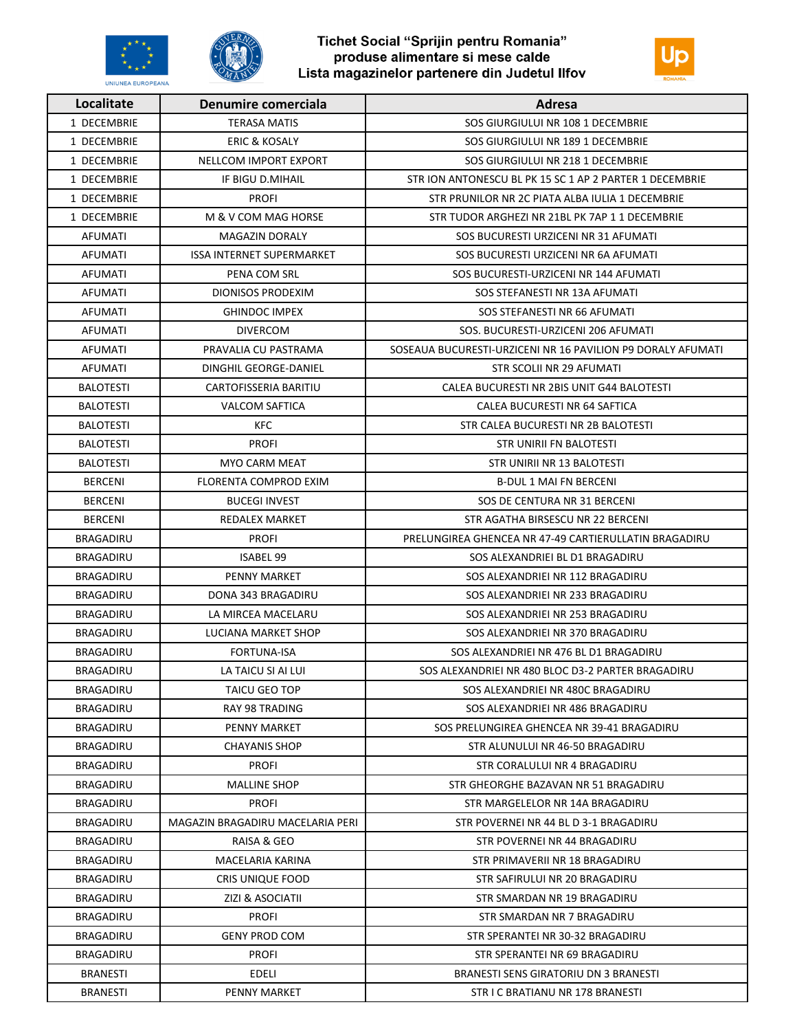# Tichet Social "Sprijin pentru Romania"
## produse alimentare si mese calde
## Lista magazinelor partenere din Judetul Ilfov

| Localitate | Denumire comerciala | Adresa |
|---|---|---|
| 1 DECEMBRIE | TERASA MATIS | SOS GIURGIULUI NR 108 1 DECEMBRIE |
| 1 DECEMBRIE | ERIC & KOSALY | SOS GIURGIULUI NR 189 1 DECEMBRIE |
| 1 DECEMBRIE | NELLCOM IMPORT EXPORT | SOS GIURGIULUI NR 218 1 DECEMBRIE |
| 1 DECEMBRIE | IF BIGU D.MIHAIL | STR ION ANTONESCU BL PK 15 SC 1 AP 2 PARTER 1 DECEMBRIE |
| 1 DECEMBRIE | PROFI | STR PRUNILOR NR 2C PIATA ALBA IULIA 1 DECEMBRIE |
| 1 DECEMBRIE | M & V COM MAG HORSE | STR TUDOR ARGHEZI NR 21BL PK 7AP 1 1 DECEMBRIE |
| AFUMATI | MAGAZIN DORALY | SOS BUCURESTI URZICENI NR 31 AFUMATI |
| AFUMATI | ISSA INTERNET SUPERMARKET | SOS BUCURESTI URZICENI NR 6A AFUMATI |
| AFUMATI | PENA COM SRL | SOS BUCURESTI-URZICENI NR 144 AFUMATI |
| AFUMATI | DIONISOS PRODEXIM | SOS STEFANESTI NR 13A AFUMATI |
| AFUMATI | GHINDOC IMPEX | SOS STEFANESTI NR 66 AFUMATI |
| AFUMATI | DIVERCOM | SOS. BUCURESTI-URZICENI 206 AFUMATI |
| AFUMATI | PRAVALIA CU PASTRAMA | SOSEAUA BUCURESTI-URZICENI NR 16 PAVILION P9 DORALY AFUMATI |
| AFUMATI | DINGHIL GEORGE-DANIEL | STR SCOLII NR 29 AFUMATI |
| BALOTESTI | CARTOFISSERIA BARITIU | CALEA BUCURESTI NR 2BIS UNIT G44 BALOTESTI |
| BALOTESTI | VALCOM SAFTICA | CALEA BUCURESTI NR 64 SAFTICA |
| BALOTESTI | KFC | STR CALEA BUCURESTI NR 2B BALOTESTI |
| BALOTESTI | PROFI | STR UNIRII FN BALOTESTI |
| BALOTESTI | MYO CARM MEAT | STR UNIRII NR 13 BALOTESTI |
| BERCENI | FLORENTA COMPROD EXIM | B-DUL 1 MAI FN BERCENI |
| BERCENI | BUCEGI INVEST | SOS DE CENTURA NR 31 BERCENI |
| BERCENI | REDALEX MARKET | STR AGATHA BIRSESCU NR 22 BERCENI |
| BRAGADIRU | PROFI | PRELUNGIREA GHENCEA NR 47-49 CARTIERULLATIN BRAGADIRU |
| BRAGADIRU | ISABEL 99 | SOS ALEXANDRIEI BL D1 BRAGADIRU |
| BRAGADIRU | PENNY MARKET | SOS ALEXANDRIEI NR 112 BRAGADIRU |
| BRAGADIRU | DONA 343 BRAGADIRU | SOS ALEXANDRIEI NR 233 BRAGADIRU |
| BRAGADIRU | LA MIRCEA MACELARU | SOS ALEXANDRIEI NR 253 BRAGADIRU |
| BRAGADIRU | LUCIANA MARKET SHOP | SOS ALEXANDRIEI NR 370 BRAGADIRU |
| BRAGADIRU | FORTUNA-ISA | SOS ALEXANDRIEI NR 476 BL D1 BRAGADIRU |
| BRAGADIRU | LA TAICU SI AI LUI | SOS ALEXANDRIEI NR 480 BLOC D3-2 PARTER BRAGADIRU |
| BRAGADIRU | TAICU GEO TOP | SOS ALEXANDRIEI NR 480C BRAGADIRU |
| BRAGADIRU | RAY 98 TRADING | SOS ALEXANDRIEI NR 486 BRAGADIRU |
| BRAGADIRU | PENNY MARKET | SOS PRELUNGIREA GHENCEA NR 39-41 BRAGADIRU |
| BRAGADIRU | CHAYANIS SHOP | STR ALUNULUI NR 46-50 BRAGADIRU |
| BRAGADIRU | PROFI | STR CORALULUI NR 4 BRAGADIRU |
| BRAGADIRU | MALLINE SHOP | STR GHEORGHE BAZAVAN NR 51 BRAGADIRU |
| BRAGADIRU | PROFI | STR MARGELELOR NR 14A BRAGADIRU |
| BRAGADIRU | MAGAZIN BRAGADIRU MACELARIA PERI | STR POVERNEI NR 44 BL D 3-1 BRAGADIRU |
| BRAGADIRU | RAISA & GEO | STR POVERNEI NR 44 BRAGADIRU |
| BRAGADIRU | MACELARIA KARINA | STR PRIMAVERII NR 18 BRAGADIRU |
| BRAGADIRU | CRIS UNIQUE FOOD | STR SAFIRULUI NR 20 BRAGADIRU |
| BRAGADIRU | ZIZI & ASOCIATII | STR SMARDAN NR 19 BRAGADIRU |
| BRAGADIRU | PROFI | STR SMARDAN NR 7 BRAGADIRU |
| BRAGADIRU | GENY PROD COM | STR SPERANTEI NR 30-32 BRAGADIRU |
| BRAGADIRU | PROFI | STR SPERANTEI NR 69 BRAGADIRU |
| BRANESTI | EDELI | BRANESTI SENS GIRATORIU DN 3 BRANESTI |
| BRANESTI | PENNY MARKET | STR I C BRATIANU NR 178 BRANESTI |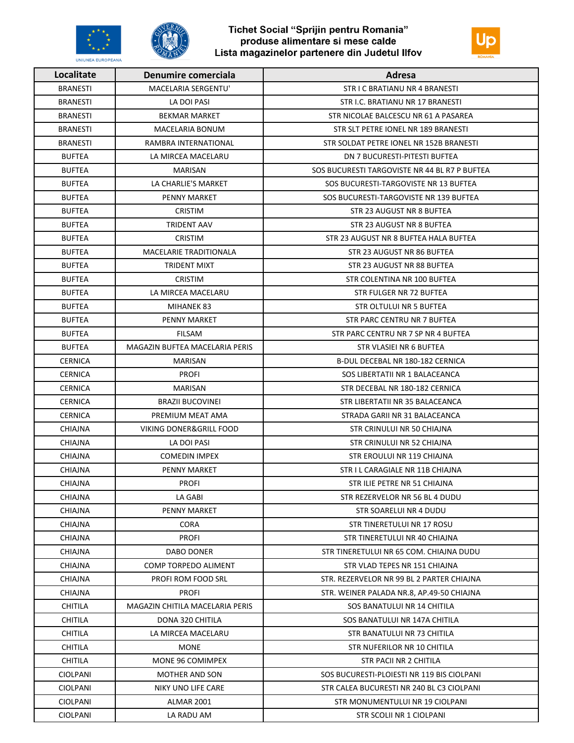# Tichet Social "Sprijin pentru Romania" produse alimentare si mese calde Lista magazinelor partenere din Judetul Ilfov

| Localitate | Denumire comerciala | Adresa |
|---|---|---|
| BRANESTI | MACELARIA SERGENTU' | STR I C BRATIANU NR 4 BRANESTI |
| BRANESTI | LA DOI PASI | STR I.C. BRATIANU NR 17 BRANESTI |
| BRANESTI | BEKMAR MARKET | STR NICOLAE BALCESCU NR 61 A PASAREA |
| BRANESTI | MACELARIA BONUM | STR SLT PETRE IONEL NR 189 BRANESTI |
| BRANESTI | RAMBRA INTERNATIONAL | STR SOLDAT PETRE IONEL NR 152B BRANESTI |
| BUFTEA | LA MIRCEA MACELARU | DN 7 BUCURESTI-PITESTI BUFTEA |
| BUFTEA | MARISAN | SOS BUCURESTI TARGOVISTE NR 44 BL R7 P BUFTEA |
| BUFTEA | LA CHARLIE'S MARKET | SOS BUCURESTI-TARGOVISTE NR 13 BUFTEA |
| BUFTEA | PENNY MARKET | SOS BUCURESTI-TARGOVISTE NR 139 BUFTEA |
| BUFTEA | CRISTIM | STR 23 AUGUST NR 8 BUFTEA |
| BUFTEA | TRIDENT AAV | STR 23 AUGUST NR 8 BUFTEA |
| BUFTEA | CRISTIM | STR 23 AUGUST NR 8 BUFTEA HALA BUFTEA |
| BUFTEA | MACELARIE TRADITIONALA | STR 23 AUGUST NR 86 BUFTEA |
| BUFTEA | TRIDENT MIXT | STR 23 AUGUST NR 88 BUFTEA |
| BUFTEA | CRISTIM | STR COLENTINA NR 100 BUFTEA |
| BUFTEA | LA MIRCEA MACELARU | STR FULGER NR 72 BUFTEA |
| BUFTEA | MIHANEK 83 | STR OLTULUI NR 5 BUFTEA |
| BUFTEA | PENNY MARKET | STR PARC CENTRU NR 7 BUFTEA |
| BUFTEA | FILSAM | STR PARC CENTRU NR 7 SP NR 4 BUFTEA |
| BUFTEA | MAGAZIN BUFTEA MACELARIA PERIS | STR VLASIEI NR 6 BUFTEA |
| CERNICA | MARISAN | B-DUL DECEBAL NR 180-182 CERNICA |
| CERNICA | PROFI | SOS LIBERTATII NR 1 BALACEANCA |
| CERNICA | MARISAN | STR DECEBAL NR 180-182 CERNICA |
| CERNICA | BRAZII BUCOVINEI | STR LIBERTATII NR 35 BALACEANCA |
| CERNICA | PREMIUM MEAT AMA | STRADA GARII NR 31 BALACEANCA |
| CHIAJNA | VIKING DONER&GRILL FOOD | STR CRINULUI NR 50 CHIAJNA |
| CHIAJNA | LA DOI PASI | STR CRINULUI NR 52 CHIAJNA |
| CHIAJNA | COMEDIN IMPEX | STR EROULUI NR 119 CHIAJNA |
| CHIAJNA | PENNY MARKET | STR I L CARAGIALE NR 11B CHIAJNA |
| CHIAJNA | PROFI | STR ILIE PETRE NR 51 CHIAJNA |
| CHIAJNA | LA GABI | STR REZERVELOR NR 56 BL 4 DUDU |
| CHIAJNA | PENNY MARKET | STR SOARELUI NR 4 DUDU |
| CHIAJNA | CORA | STR TINERETULUI NR 17 ROSU |
| CHIAJNA | PROFI | STR TINERETULUI NR 40 CHIAJNA |
| CHIAJNA | DABO DONER | STR TINERETULUI NR 65 COM. CHIAJNA DUDU |
| CHIAJNA | COMP TORPEDO ALIMENT | STR VLAD TEPES NR 151 CHIAJNA |
| CHIAJNA | PROFI ROM FOOD SRL | STR. REZERVELOR NR 99 BL 2 PARTER CHIAJNA |
| CHIAJNA | PROFI | STR. WEINER PALADA NR.8, AP.49-50 CHIAJNA |
| CHITILA | MAGAZIN CHITILA MACELARIA PERIS | SOS BANATULUI NR 14 CHITILA |
| CHITILA | DONA 320 CHITILA | SOS BANATULUI NR 147A CHITILA |
| CHITILA | LA MIRCEA MACELARU | STR BANATULUI NR 73 CHITILA |
| CHITILA | MONE | STR NUFERILOR NR 10 CHITILA |
| CHITILA | MONE 96 COMIMPEX | STR PACII NR 2 CHITILA |
| CIOLPANI | MOTHER AND SON | SOS BUCURESTI-PLOIESTI NR 119 BIS CIOLPANI |
| CIOLPANI | NIKY UNO LIFE CARE | STR CALEA BUCURESTI NR 240 BL C3 CIOLPANI |
| CIOLPANI | ALMAR 2001 | STR MONUMENTULUI NR 19 CIOLPANI |
| CIOLPANI | LA RADU AM | STR SCOLII NR 1 CIOLPANI |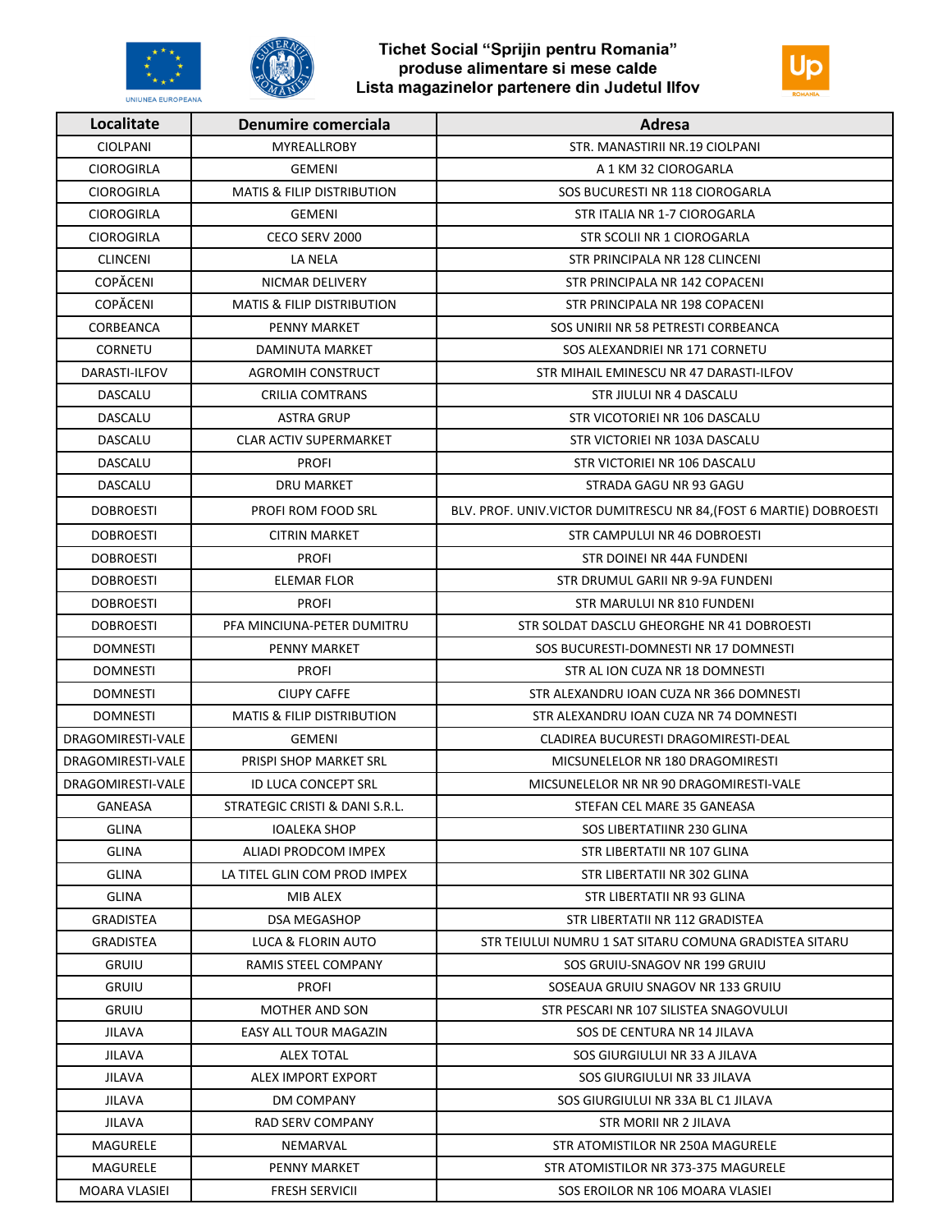# Tichet Social "Sprijin pentru Romania"
## produse alimentare si mese calde
## Lista magazinelor partenere din Judetul Ilfov

| Localitate | Denumire comerciala | Adresa |
|---|---|---|
| CIOLPANI | MYREALLROBY | STR. MANASTIRII NR.19 CIOLPANI |
| CIOROGIRLA | GEMENI | A 1 KM 32 CIOROGARLA |
| CIOROGIRLA | MATIS & FILIP DISTRIBUTION | SOS BUCURESTI NR 118 CIOROGARLA |
| CIOROGIRLA | GEMENI | STR ITALIA NR 1-7 CIOROGARLA |
| CIOROGIRLA | CECO SERV 2000 | STR SCOLII NR 1 CIOROGARLA |
| CLINCENI | LA NELA | STR PRINCIPALA NR 128 CLINCENI |
| COPĂCENI | NICMAR DELIVERY | STR PRINCIPALA NR 142 COPACENI |
| COPĂCENI | MATIS & FILIP DISTRIBUTION | STR PRINCIPALA NR 198 COPACENI |
| CORBEANCA | PENNY MARKET | SOS UNIRII NR 58 PETRESTI CORBEANCA |
| CORNETU | DAMINUTA MARKET | SOS ALEXANDRIEI NR 171 CORNETU |
| DARASTI-ILFOV | AGROMIH CONSTRUCT | STR MIHAIL EMINESCU NR 47 DARASTI-ILFOV |
| DASCALU | CRILIA COMTRANS | STR JIULUI NR 4 DASCALU |
| DASCALU | ASTRA GRUP | STR VICOTORIEI NR 106 DASCALU |
| DASCALU | CLAR ACTIV SUPERMARKET | STR VICTORIEI NR 103A DASCALU |
| DASCALU | PROFI | STR VICTORIEI NR 106 DASCALU |
| DASCALU | DRU MARKET | STRADA GAGU NR 93 GAGU |
| DOBROESTI | PROFI ROM FOOD SRL | BLV. PROF. UNIV.VICTOR DUMITRESCU NR 84,(FOST 6 MARTIE) DOBROESTI |
| DOBROESTI | CITRIN MARKET | STR CAMPULUI NR 46 DOBROESTI |
| DOBROESTI | PROFI | STR DOINEI NR 44A FUNDENI |
| DOBROESTI | ELEMAR FLOR | STR DRUMUL GARII NR 9-9A FUNDENI |
| DOBROESTI | PROFI | STR MARULUI NR 810 FUNDENI |
| DOBROESTI | PFA MINCIUNA-PETER DUMITRU | STR SOLDAT DASCLU GHEORGHE NR 41 DOBROESTI |
| DOMNESTI | PENNY MARKET | SOS BUCURESTI-DOMNESTI NR 17 DOMNESTI |
| DOMNESTI | PROFI | STR AL ION CUZA NR 18 DOMNESTI |
| DOMNESTI | CIUPY CAFFE | STR ALEXANDRU IOAN CUZA NR 366 DOMNESTI |
| DOMNESTI | MATIS & FILIP DISTRIBUTION | STR ALEXANDRU IOAN CUZA NR 74 DOMNESTI |
| DRAGOMIRESTI-VALE | GEMENI | CLADIREA BUCURESTI DRAGOMIRESTI-DEAL |
| DRAGOMIRESTI-VALE | PRISPI SHOP MARKET SRL | MICSUNELELOR NR 180 DRAGOMIRESTI |
| DRAGOMIRESTI-VALE | ID LUCA CONCEPT SRL | MICSUNELELOR NR NR 90 DRAGOMIRESTI-VALE |
| GANEASA | STRATEGIC CRISTI & DANI S.R.L. | STEFAN CEL MARE 35 GANEASA |
| GLINA | IOALEKA SHOP | SOS LIBERTATIINR 230 GLINA |
| GLINA | ALIADI PRODCOM IMPEX | STR LIBERTATII NR 107 GLINA |
| GLINA | LA TITEL GLIN COM PROD IMPEX | STR LIBERTATII NR 302 GLINA |
| GLINA | MIB ALEX | STR LIBERTATII NR 93 GLINA |
| GRADISTEA | DSA MEGASHOP | STR LIBERTATII NR 112 GRADISTEA |
| GRADISTEA | LUCA & FLORIN AUTO | STR TEIULUI NUMRU 1 SAT SITARU COMUNA GRADISTEA SITARU |
| GRUIU | RAMIS STEEL COMPANY | SOS GRUIU-SNAGOV NR 199 GRUIU |
| GRUIU | PROFI | SOSEAUA GRUIU SNAGOV NR 133 GRUIU |
| GRUIU | MOTHER AND SON | STR PESCARI NR 107 SILISTEA SNAGOVULUI |
| JILAVA | EASY ALL TOUR MAGAZIN | SOS DE CENTURA NR 14 JILAVA |
| JILAVA | ALEX TOTAL | SOS GIURGIULUI NR 33 A JILAVA |
| JILAVA | ALEX IMPORT EXPORT | SOS GIURGIULUI NR 33 JILAVA |
| JILAVA | DM COMPANY | SOS GIURGIULUI NR 33A BL C1 JILAVA |
| JILAVA | RAD SERV COMPANY | STR MORII NR 2 JILAVA |
| MAGURELE | NEMARVAL | STR ATOMISTILOR NR 250A MAGURELE |
| MAGURELE | PENNY MARKET | STR ATOMISTILOR NR 373-375 MAGURELE |
| MOARA VLASIEI | FRESH SERVICII | SOS EROILOR NR 106 MOARA VLASIEI |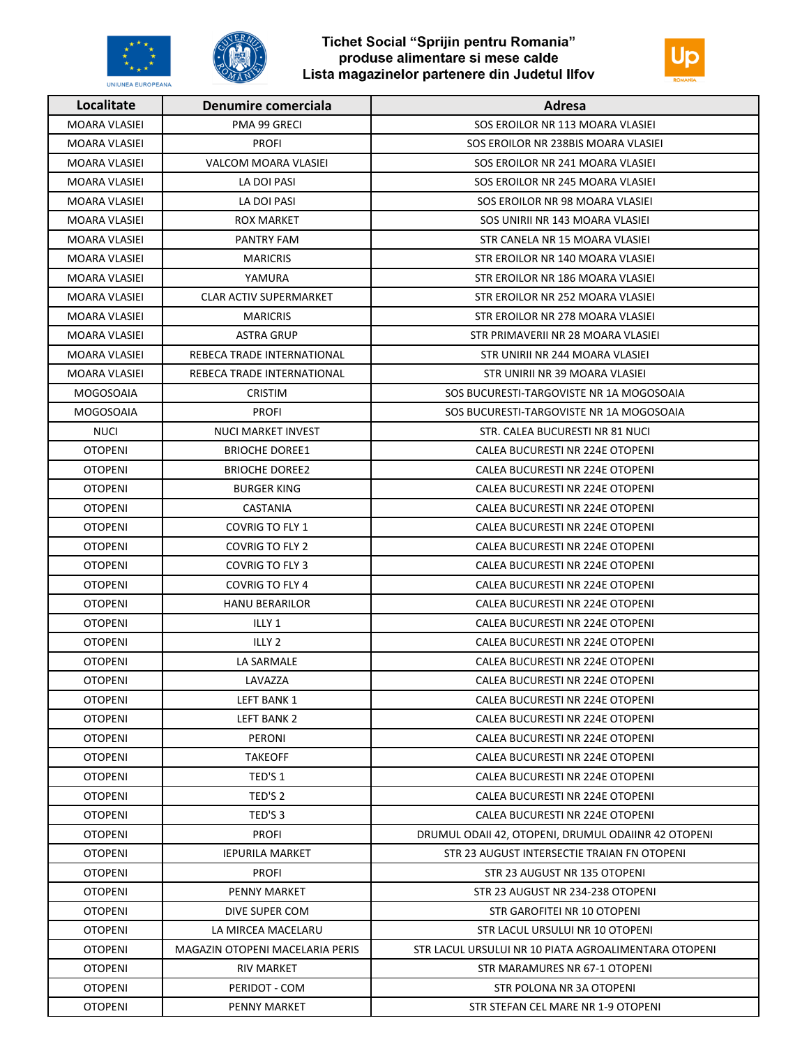Tichet Social “Sprijin pentru Romania”
produse alimentare si mese calde
Lista magazinelor partenere din Judetul Ilfov

| Localitate | Denumire comerciala | Adresa |
|---|---|---|
| MOARA VLASIEI | PMA 99 GRECI | SOS EROILOR NR 113 MOARA VLASIEI |
| MOARA VLASIEI | PROFI | SOS EROILOR NR 238BIS MOARA VLASIEI |
| MOARA VLASIEI | VALCOM MOARA VLASIEI | SOS EROILOR NR 241 MOARA VLASIEI |
| MOARA VLASIEI | LA DOI PASI | SOS EROILOR NR 245 MOARA VLASIEI |
| MOARA VLASIEI | LA DOI PASI | SOS EROILOR NR 98 MOARA VLASIEI |
| MOARA VLASIEI | ROX MARKET | SOS UNIRII NR 143 MOARA VLASIEI |
| MOARA VLASIEI | PANTRY FAM | STR CANELA NR 15 MOARA VLASIEI |
| MOARA VLASIEI | MARICRIS | STR EROILOR NR 140 MOARA VLASIEI |
| MOARA VLASIEI | YAMURA | STR EROILOR NR 186 MOARA VLASIEI |
| MOARA VLASIEI | CLAR ACTIV SUPERMARKET | STR EROILOR NR 252 MOARA VLASIEI |
| MOARA VLASIEI | MARICRIS | STR EROILOR NR 278 MOARA VLASIEI |
| MOARA VLASIEI | ASTRA GRUP | STR PRIMAVERII NR 28 MOARA VLASIEI |
| MOARA VLASIEI | REBECA TRADE INTERNATIONAL | STR UNIRII NR 244 MOARA VLASIEI |
| MOARA VLASIEI | REBECA TRADE INTERNATIONAL | STR UNIRII NR 39 MOARA VLASIEI |
| MOGOSOAIA | CRISTIM | SOS BUCURESTI-TARGOVISTE NR 1A MOGOSOAIA |
| MOGOSOAIA | PROFI | SOS BUCURESTI-TARGOVISTE NR 1A MOGOSOAIA |
| NUCI | NUCI MARKET INVEST | STR. CALEA BUCURESTI NR 81 NUCI |
| OTOPENI | BRIOCHE DOREE1 | CALEA BUCURESTI NR 224E OTOPENI |
| OTOPENI | BRIOCHE DOREE2 | CALEA BUCURESTI NR 224E OTOPENI |
| OTOPENI | BURGER KING | CALEA BUCURESTI NR 224E OTOPENI |
| OTOPENI | CASTANIA | CALEA BUCURESTI NR 224E OTOPENI |
| OTOPENI | COVRIG TO FLY 1 | CALEA BUCURESTI NR 224E OTOPENI |
| OTOPENI | COVRIG TO FLY 2 | CALEA BUCURESTI NR 224E OTOPENI |
| OTOPENI | COVRIG TO FLY 3 | CALEA BUCURESTI NR 224E OTOPENI |
| OTOPENI | COVRIG TO FLY 4 | CALEA BUCURESTI NR 224E OTOPENI |
| OTOPENI | HANU BERARILOR | CALEA BUCURESTI NR 224E OTOPENI |
| OTOPENI | ILLY 1 | CALEA BUCURESTI NR 224E OTOPENI |
| OTOPENI | ILLY 2 | CALEA BUCURESTI NR 224E OTOPENI |
| OTOPENI | LA SARMALE | CALEA BUCURESTI NR 224E OTOPENI |
| OTOPENI | LAVAZZA | CALEA BUCURESTI NR 224E OTOPENI |
| OTOPENI | LEFT BANK 1 | CALEA BUCURESTI NR 224E OTOPENI |
| OTOPENI | LEFT BANK 2 | CALEA BUCURESTI NR 224E OTOPENI |
| OTOPENI | PERONI | CALEA BUCURESTI NR 224E OTOPENI |
| OTOPENI | TAKEOFF | CALEA BUCURESTI NR 224E OTOPENI |
| OTOPENI | TED'S 1 | CALEA BUCURESTI NR 224E OTOPENI |
| OTOPENI | TED'S 2 | CALEA BUCURESTI NR 224E OTOPENI |
| OTOPENI | TED'S 3 | CALEA BUCURESTI NR 224E OTOPENI |
| OTOPENI | PROFI | DRUMUL ODAII 42, OTOPENI, DRUMUL ODAIINR 42 OTOPENI |
| OTOPENI | IEPURILA MARKET | STR 23 AUGUST INTERSECTIE TRAIAN FN OTOPENI |
| OTOPENI | PROFI | STR 23 AUGUST NR 135 OTOPENI |
| OTOPENI | PENNY MARKET | STR 23 AUGUST NR 234-238 OTOPENI |
| OTOPENI | DIVE SUPER COM | STR GAROFITEI NR 10 OTOPENI |
| OTOPENI | LA MIRCEA MACELARU | STR LACUL URSULUI NR 10 OTOPENI |
| OTOPENI | MAGAZIN OTOPENI MACELARIA PERIS | STR LACUL URSULUI NR 10 PIATA AGROALIMENTARA OTOPENI |
| OTOPENI | RIV MARKET | STR MARAMURES NR 67-1 OTOPENI |
| OTOPENI | PERIDOT - COM | STR POLONA NR 3A OTOPENI |
| OTOPENI | PENNY MARKET | STR STEFAN CEL MARE NR 1-9 OTOPENI |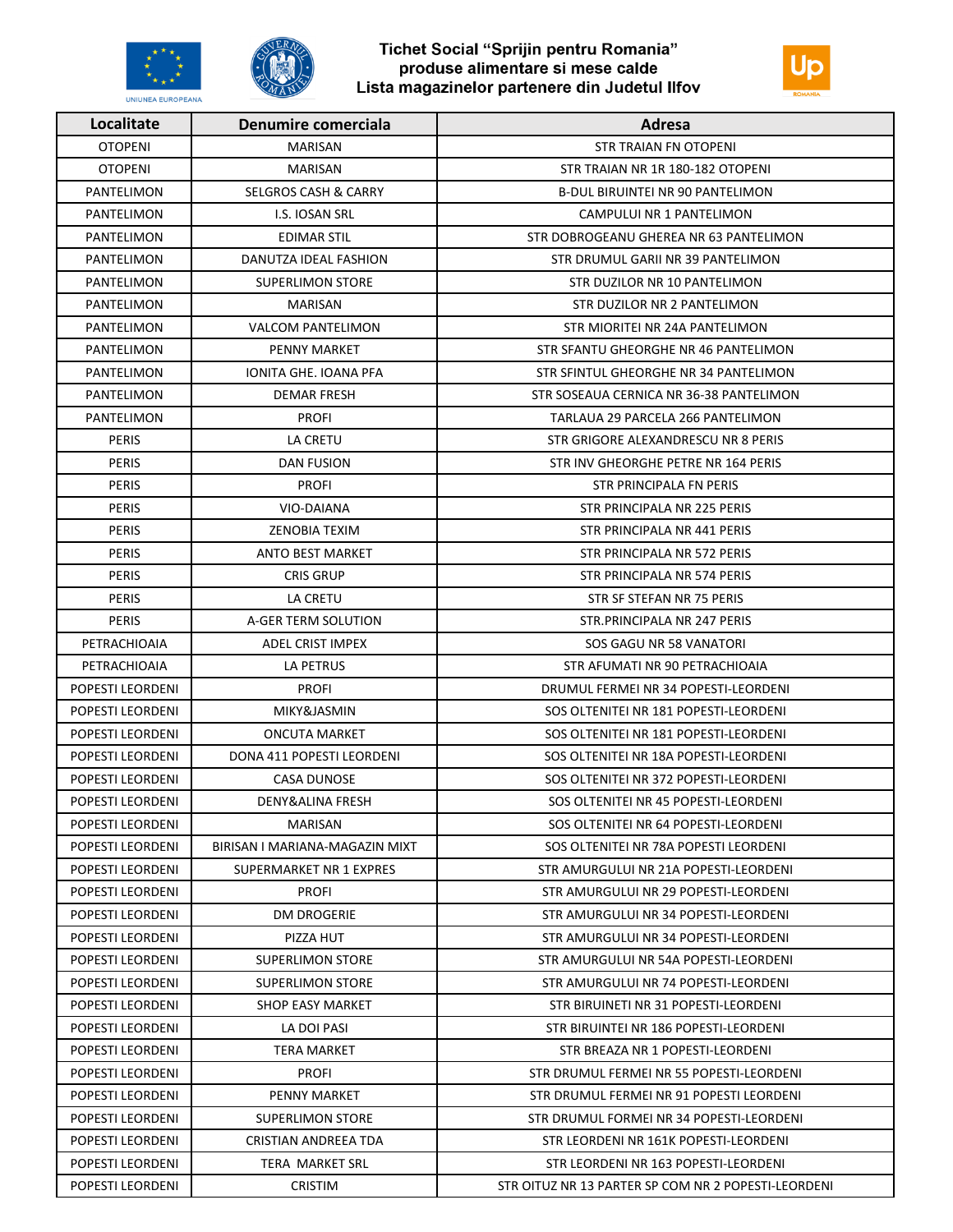# Tichet Social "Sprijin pentru Romania" produse alimentare si mese calde Lista magazinelor partenere din Judetul Ilfov

| Localitate | Denumire comerciala | Adresa |
|---|---|---|
| OTOPENI | MARISAN | STR TRAIAN FN OTOPENI |
| OTOPENI | MARISAN | STR TRAIAN NR 1R 180-182 OTOPENI |
| PANTELIMON | SELGROS CASH & CARRY | B-DUL BIRUINTEI NR 90 PANTELIMON |
| PANTELIMON | I.S. IOSAN SRL | CAMPULUI NR 1 PANTELIMON |
| PANTELIMON | EDIMAR STIL | STR DOBROGEANU GHEREA NR 63 PANTELIMON |
| PANTELIMON | DANUTZA IDEAL FASHION | STR DRUMUL GARII NR 39 PANTELIMON |
| PANTELIMON | SUPERLIMON STORE | STR DUZILOR NR 10 PANTELIMON |
| PANTELIMON | MARISAN | STR DUZILOR NR 2 PANTELIMON |
| PANTELIMON | VALCOM PANTELIMON | STR MIORITEI NR 24A PANTELIMON |
| PANTELIMON | PENNY MARKET | STR SFANTU GHEORGHE NR 46 PANTELIMON |
| PANTELIMON | IONITA GHE. IOANA PFA | STR SFINTUL GHEORGHE NR 34 PANTELIMON |
| PANTELIMON | DEMAR FRESH | STR SOSEAUA CERNICA NR 36-38 PANTELIMON |
| PANTELIMON | PROFI | TARLAUA 29 PARCELA 266 PANTELIMON |
| PERIS | LA CRETU | STR GRIGORE ALEXANDRESCU NR 8 PERIS |
| PERIS | DAN FUSION | STR INV GHEORGHE PETRE NR 164 PERIS |
| PERIS | PROFI | STR PRINCIPALA FN PERIS |
| PERIS | VIO-DAIANA | STR PRINCIPALA NR 225 PERIS |
| PERIS | ZENOBIA TEXIM | STR PRINCIPALA NR 441 PERIS |
| PERIS | ANTO BEST MARKET | STR PRINCIPALA NR 572 PERIS |
| PERIS | CRIS GRUP | STR PRINCIPALA NR 574 PERIS |
| PERIS | LA CRETU | STR SF STEFAN NR 75 PERIS |
| PERIS | A-GER TERM SOLUTION | STR.PRINCIPALA NR 247 PERIS |
| PETRACHIOAIA | ADEL CRIST IMPEX | SOS GAGU NR 58 VANATORI |
| PETRACHIOAIA | LA PETRUS | STR AFUMATI NR 90 PETRACHIOAIA |
| POPESTI LEORDENI | PROFI | DRUMUL FERMEI NR 34 POPESTI-LEORDENI |
| POPESTI LEORDENI | MIKY&JASMIN | SOS OLTENITEI NR 181 POPESTI-LEORDENI |
| POPESTI LEORDENI | ONCUTA MARKET | SOS OLTENITEI NR 181 POPESTI-LEORDENI |
| POPESTI LEORDENI | DONA 411 POPESTI LEORDENI | SOS OLTENITEI NR 18A POPESTI-LEORDENI |
| POPESTI LEORDENI | CASA DUNOSE | SOS OLTENITEI NR 372 POPESTI-LEORDENI |
| POPESTI LEORDENI | DENY&ALINA FRESH | SOS OLTENITEI NR 45 POPESTI-LEORDENI |
| POPESTI LEORDENI | MARISAN | SOS OLTENITEI NR 64 POPESTI-LEORDENI |
| POPESTI LEORDENI | BIRISAN I MARIANA-MAGAZIN MIXT | SOS OLTENITEI NR 78A POPESTI LEORDENI |
| POPESTI LEORDENI | SUPERMARKET NR 1 EXPRES | STR AMURGULUI NR 21A POPESTI-LEORDENI |
| POPESTI LEORDENI | PROFI | STR AMURGULUI NR 29 POPESTI-LEORDENI |
| POPESTI LEORDENI | DM DROGERIE | STR AMURGULUI NR 34 POPESTI-LEORDENI |
| POPESTI LEORDENI | PIZZA HUT | STR AMURGULUI NR 34 POPESTI-LEORDENI |
| POPESTI LEORDENI | SUPERLIMON STORE | STR AMURGULUI NR 54A POPESTI-LEORDENI |
| POPESTI LEORDENI | SUPERLIMON STORE | STR AMURGULUI NR 74 POPESTI-LEORDENI |
| POPESTI LEORDENI | SHOP EASY MARKET | STR BIRUINETI NR 31 POPESTI-LEORDENI |
| POPESTI LEORDENI | LA DOI PASI | STR BIRUINTEI NR 186 POPESTI-LEORDENI |
| POPESTI LEORDENI | TERA MARKET | STR BREAZA NR 1 POPESTI-LEORDENI |
| POPESTI LEORDENI | PROFI | STR DRUMUL FERMEI NR 55 POPESTI-LEORDENI |
| POPESTI LEORDENI | PENNY MARKET | STR DRUMUL FERMEI NR 91 POPESTI LEORDENI |
| POPESTI LEORDENI | SUPERLIMON STORE | STR DRUMUL FORMEI NR 34 POPESTI-LEORDENI |
| POPESTI LEORDENI | CRISTIAN ANDREEA TDA | STR LEORDENI NR 161K POPESTI-LEORDENI |
| POPESTI LEORDENI | TERA MARKET SRL | STR LEORDENI NR 163 POPESTI-LEORDENI |
| POPESTI LEORDENI | CRISTIM | STR OITUZ NR 13 PARTER SP COM NR 2 POPESTI-LEORDENI |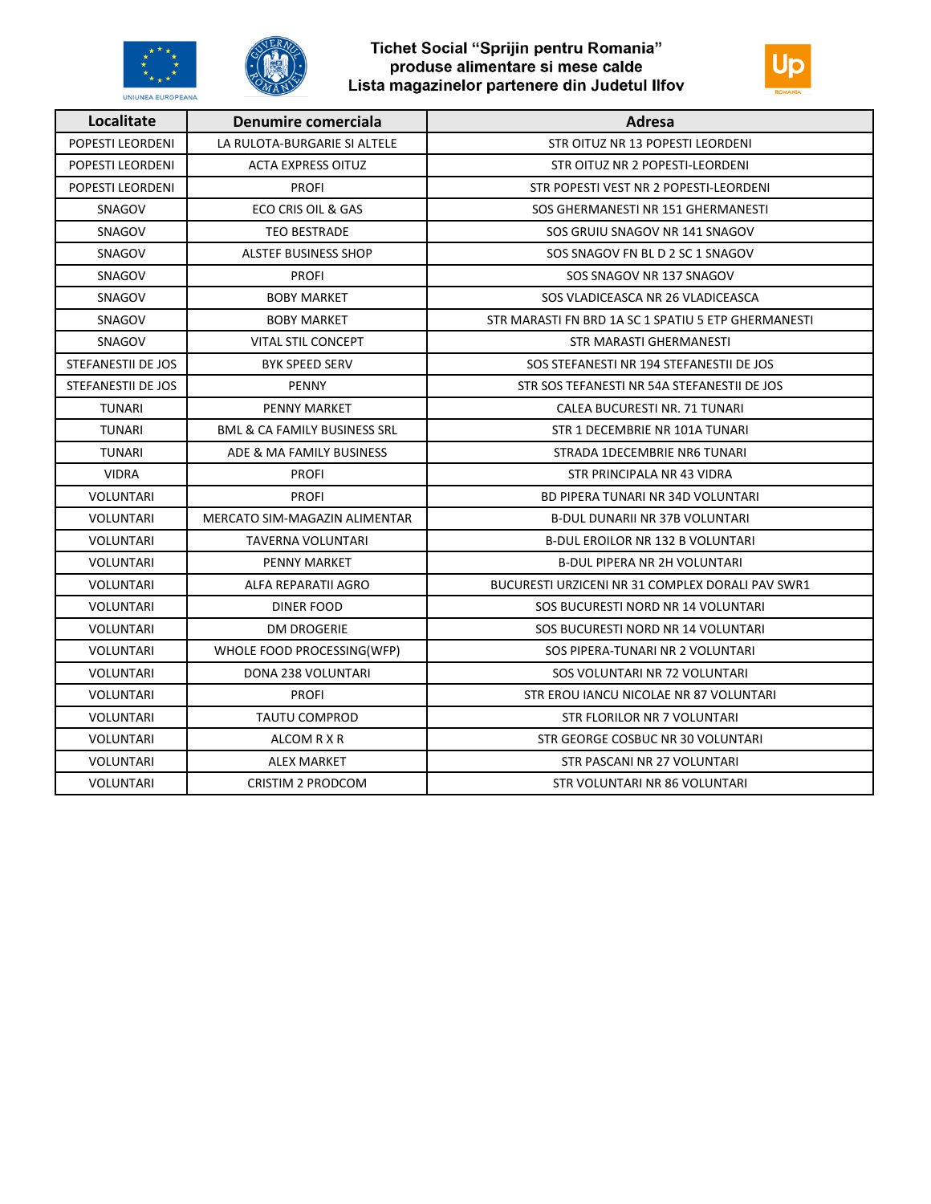Tichet Social "Sprijin pentru Romania"
produse alimentare si mese calde
Lista magazinelor partenere din Judetul Ilfov

| Localitate | Denumire comerciala | Adresa |
|---|---|---|
| POPESTI LEORDENI | LA RULOTA-BURGARIE SI ALTELE | STR OITUZ NR 13 POPESTI LEORDENI |
| POPESTI LEORDENI | ACTA EXPRESS OITUZ | STR OITUZ NR 2 POPESTI-LEORDENI |
| POPESTI LEORDENI | PROFI | STR POPESTI VEST NR 2 POPESTI-LEORDENI |
| SNAGOV | ECO CRIS OIL & GAS | SOS GHERMANESTI NR 151 GHERMANESTI |
| SNAGOV | TEO BESTRADE | SOS GRUIU SNAGOV NR 141 SNAGOV |
| SNAGOV | ALSTEF BUSINESS SHOP | SOS SNAGOV FN BL D 2 SC 1 SNAGOV |
| SNAGOV | PROFI | SOS SNAGOV NR 137 SNAGOV |
| SNAGOV | BOBY MARKET | SOS VLADICEASCA NR 26 VLADICEASCA |
| SNAGOV | BOBY MARKET | STR MARASTI FN BRD 1A SC 1 SPATIU 5 ETP GHERMANESTI |
| SNAGOV | VITAL STIL CONCEPT | STR MARASTI GHERMANESTI |
| STEFANESTII DE JOS | BYK SPEED SERV | SOS STEFANESTI NR 194 STEFANESTII DE JOS |
| STEFANESTII DE JOS | PENNY | STR SOS TEFANESTI NR 54A STEFANESTII DE JOS |
| TUNARI | PENNY MARKET | CALEA BUCURESTI NR. 71 TUNARI |
| TUNARI | BML & CA FAMILY BUSINESS SRL | STR 1 DECEMBRIE NR 101A TUNARI |
| TUNARI | ADE & MA FAMILY BUSINESS | STRADA 1DECEMBRIE NR6 TUNARI |
| VIDRA | PROFI | STR PRINCIPALA NR 43 VIDRA |
| VOLUNTARI | PROFI | BD PIPERA TUNARI NR 34D VOLUNTARI |
| VOLUNTARI | MERCATO SIM-MAGAZIN ALIMENTAR | B-DUL DUNARII NR 37B VOLUNTARI |
| VOLUNTARI | TAVERNA VOLUNTARI | B-DUL EROILOR NR 132 B VOLUNTARI |
| VOLUNTARI | PENNY MARKET | B-DUL PIPERA NR 2H VOLUNTARI |
| VOLUNTARI | ALFA REPARATII AGRO | BUCURESTI URZICENI NR 31 COMPLEX DORALI PAV SWR1 |
| VOLUNTARI | DINER FOOD | SOS BUCURESTI NORD NR 14 VOLUNTARI |
| VOLUNTARI | DM DROGERIE | SOS BUCURESTI NORD NR 14 VOLUNTARI |
| VOLUNTARI | WHOLE FOOD PROCESSING(WFP) | SOS PIPERA-TUNARI NR 2 VOLUNTARI |
| VOLUNTARI | DONA 238 VOLUNTARI | SOS VOLUNTARI NR 72 VOLUNTARI |
| VOLUNTARI | PROFI | STR EROU IANCU NICOLAE NR 87 VOLUNTARI |
| VOLUNTARI | TAUTU COMPROD | STR FLORILOR NR 7 VOLUNTARI |
| VOLUNTARI | ALCOM R X R | STR GEORGE COSBUC NR 30 VOLUNTARI |
| VOLUNTARI | ALEX MARKET | STR PASCANI NR 27 VOLUNTARI |
| VOLUNTARI | CRISTIM 2 PRODCOM | STR VOLUNTARI NR 86 VOLUNTARI |